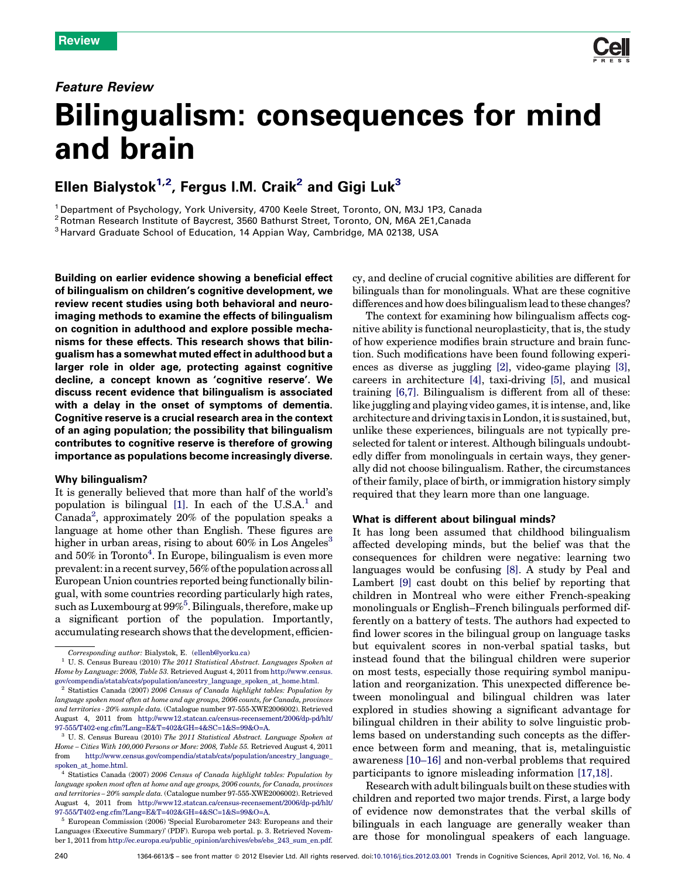Review

## Feature Review

# Bilingualism: consequences for mind and brain

**Ellen Bialystok[1,2], Fergus I.M. Craik[2] and Gigi Luk[3]**

[1] Department of Psychology, York University, 4700 Keele Street, Toronto, ON, M3J 1P3, Canada
[2] Rotman Research Institute of Baycrest, 3560 Bathurst Street, Toronto, ON, M6A 2E1,Canada
[3] Harvard Graduate School of Education, 14 Appian Way, Cambridge, MA 02138, USA

**Building on earlier evidence showing a beneficial effect of bilingualism on children's cognitive development, we review recent studies using both behavioral and neuroimaging methods to examine the effects of bilingualism on cognition in adulthood and explore possible mechanisms for these effects. This research shows that bilingualism has a somewhat muted effect in adulthood but a larger role in older age, protecting against cognitive decline, a concept known as 'cognitive reserve'. We discuss recent evidence that bilingualism is associated with a delay in the onset of symptoms of dementia. Cognitive reserve is a crucial research area in the context of an aging population; the possibility that bilingualism contributes to cognitive reserve is therefore of growing importance as populations become increasingly diverse.**

### Why bilingualism?

It is generally believed that more than half of the world's population is bilingual [1]. In each of the U.S.A.[1] and Canada[2], approximately 20% of the population speaks a language at home other than English. These figures are higher in urban areas, rising to about 60% in Los Angeles[3] and 50% in Toronto[4]. In Europe, bilingualism is even more prevalent: in a recent survey, 56% of the population across all European Union countries reported being functionally bilingual, with some countries recording particularly high rates, such as Luxembourg at 99%[5]. Bilinguals, therefore, make up a significant portion of the population. Importantly, accumulating research shows that the development, efficiency, and decline of crucial cognitive abilities are different for bilinguals than for monolinguals. What are these cognitive differences and how does bilingualism lead to these changes?

The context for examining how bilingualism affects cognitive ability is functional neuroplasticity, that is, the study of how experience modifies brain structure and brain function. Such modifications have been found following experiences as diverse as juggling [2], video-game playing [3], careers in architecture [4], taxi-driving [5], and musical training [6,7]. Bilingualism is different from all of these: like juggling and playing video games, it is intense, and, like architecture and driving taxis in London, it is sustained, but, unlike these experiences, bilinguals are not typically preselected for talent or interest. Although bilinguals undoubtedly differ from monolinguals in certain ways, they generally did not choose bilingualism. Rather, the circumstances of their family, place of birth, or immigration history simply required that they learn more than one language.

### What is different about bilingual minds?

It has long been assumed that childhood bilingualism affected developing minds, but the belief was that the consequences for children were negative: learning two languages would be confusing [8]. A study by Peal and Lambert [9] cast doubt on this belief by reporting that children in Montreal who were either French-speaking monolinguals or English–French bilinguals performed differently on a battery of tests. The authors had expected to find lower scores in the bilingual group on language tasks but equivalent scores in non-verbal spatial tasks, but instead found that the bilingual children were superior on most tests, especially those requiring symbol manipulation and reorganization. This unexpected difference between monolingual and bilingual children was later explored in studies showing a significant advantage for bilingual children in their ability to solve linguistic problems based on understanding such concepts as the difference between form and meaning, that is, metalinguistic awareness [10–16] and non-verbal problems that required participants to ignore misleading information [17,18].

Research with adult bilinguals built on these studies with children and reported two major trends. First, a large body of evidence now demonstrates that the verbal skills of bilinguals in each language are generally weaker than are those for monolingual speakers of each language.

---

*Corresponding author:* Bialystok, E. (ellenb@yorku.ca)

[1] U. S. Census Bureau (2010) *The 2011 Statistical Abstract. Languages Spoken at Home by Language: 2008, Table 53.* Retrieved August 4, 2011 from http://www.census.gov/compendia/statab/cats/population/ancestry_language_spoken_at_home.html.

[2] Statistics Canada (2007) *2006 Census of Canada highlight tables: Population by language spoken most often at home and age groups, 2006 counts, for Canada, provinces and territories - 20% sample data.* (Catalogue number 97-555-XWE2006002). Retrieved August 4, 2011 from http://www12.statcan.ca/census-recensement/2006/dp-pd/hlt/97-555/T402-eng.cfm?Lang=E&T=402&GH=4&SC=1&S=99&O=A.

[3] U. S. Census Bureau (2010) *The 2011 Statistical Abstract. Language Spoken at Home – Cities With 100,000 Persons or More: 2008, Table 55.* Retrieved August 4, 2011 from http://www.census.gov/compendia/statab/cats/population/ancestry_language_spoken_at_home.html.

[4] Statistics Canada (2007) *2006 Census of Canada highlight tables: Population by language spoken most often at home and age groups, 2006 counts, for Canada, provinces and territories – 20% sample data.* (Catalogue number 97-555-XWE2006002). Retrieved August 4, 2011 from http://www12.statcan.ca/census-recensement/2006/dp-pd/hlt/97-555/T402-eng.cfm?Lang=E&T=402&GH=4&SC=1&S=99&O=A.

[5] European Commission (2006) 'Special Eurobarometer 243: Europeans and their Languages (Executive Summary)' (PDF). Europa web portal. p. 3. Retrieved November 1, 2011 from http://ec.europa.eu/public_opinion/archives/ebs/ebs_243_sum_en.pdf.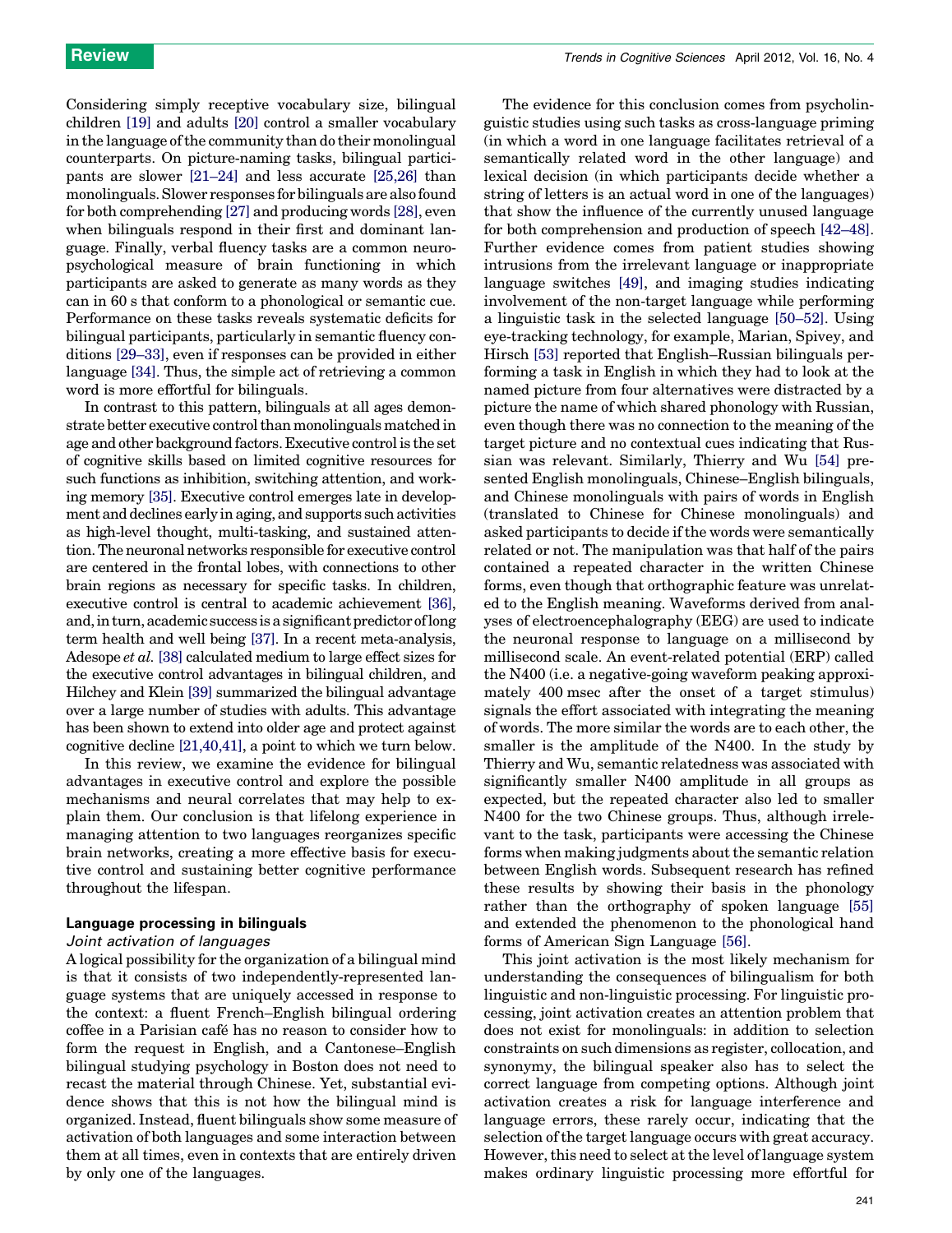Considering simply receptive vocabulary size, bilingual children [19] and adults [20] control a smaller vocabulary in the language of the community than do their monolingual counterparts. On picture-naming tasks, bilingual participants are slower [21–24] and less accurate [25,26] than monolinguals. Slower responses for bilinguals are also found for both comprehending [27] and producing words [28], even when bilinguals respond in their first and dominant language. Finally, verbal fluency tasks are a common neuropsychological measure of brain functioning in which participants are asked to generate as many words as they can in 60 s that conform to a phonological or semantic cue. Performance on these tasks reveals systematic deficits for bilingual participants, particularly in semantic fluency conditions [29–33], even if responses can be provided in either language [34]. Thus, the simple act of retrieving a common word is more effortful for bilinguals.

In contrast to this pattern, bilinguals at all ages demonstrate better executive control than monolinguals matched in age and other background factors. Executive control is the set of cognitive skills based on limited cognitive resources for such functions as inhibition, switching attention, and working memory [35]. Executive control emerges late in development and declines early in aging, and supports such activities as high-level thought, multi-tasking, and sustained attention. The neuronal networks responsible for executive control are centered in the frontal lobes, with connections to other brain regions as necessary for specific tasks. In children, executive control is central to academic achievement [36], and, in turn, academic success is a significant predictor of long term health and well being [37]. In a recent meta-analysis, Adesope *et al.* [38] calculated medium to large effect sizes for the executive control advantages in bilingual children, and Hilchey and Klein [39] summarized the bilingual advantage over a large number of studies with adults. This advantage has been shown to extend into older age and protect against cognitive decline [21,40,41], a point to which we turn below.

In this review, we examine the evidence for bilingual advantages in executive control and explore the possible mechanisms and neural correlates that may help to explain them. Our conclusion is that lifelong experience in managing attention to two languages reorganizes specific brain networks, creating a more effective basis for executive control and sustaining better cognitive performance throughout the lifespan.

## Language processing in bilinguals

### *Joint activation of languages*

A logical possibility for the organization of a bilingual mind is that it consists of two independently-represented language systems that are uniquely accessed in response to the context: a fluent French–English bilingual ordering coffee in a Parisian café has no reason to consider how to form the request in English, and a Cantonese–English bilingual studying psychology in Boston does not need to recast the material through Chinese. Yet, substantial evidence shows that this is not how the bilingual mind is organized. Instead, fluent bilinguals show some measure of activation of both languages and some interaction between them at all times, even in contexts that are entirely driven by only one of the languages.

The evidence for this conclusion comes from psycholinguistic studies using such tasks as cross-language priming (in which a word in one language facilitates retrieval of a semantically related word in the other language) and lexical decision (in which participants decide whether a string of letters is an actual word in one of the languages) that show the influence of the currently unused language for both comprehension and production of speech [42–48]. Further evidence comes from patient studies showing intrusions from the irrelevant language or inappropriate language switches [49], and imaging studies indicating involvement of the non-target language while performing a linguistic task in the selected language [50–52]. Using eye-tracking technology, for example, Marian, Spivey, and Hirsch [53] reported that English–Russian bilinguals performing a task in English in which they had to look at the named picture from four alternatives were distracted by a picture the name of which shared phonology with Russian, even though there was no connection to the meaning of the target picture and no contextual cues indicating that Russian was relevant. Similarly, Thierry and Wu [54] presented English monolinguals, Chinese–English bilinguals, and Chinese monolinguals with pairs of words in English (translated to Chinese for Chinese monolinguals) and asked participants to decide if the words were semantically related or not. The manipulation was that half of the pairs contained a repeated character in the written Chinese forms, even though that orthographic feature was unrelated to the English meaning. Waveforms derived from analyses of electroencephalography (EEG) are used to indicate the neuronal response to language on a millisecond by millisecond scale. An event-related potential (ERP) called the N400 (i.e. a negative-going waveform peaking approximately 400 msec after the onset of a target stimulus) signals the effort associated with integrating the meaning of words. The more similar the words are to each other, the smaller is the amplitude of the N400. In the study by Thierry and Wu, semantic relatedness was associated with significantly smaller N400 amplitude in all groups as expected, but the repeated character also led to smaller N400 for the two Chinese groups. Thus, although irrelevant to the task, participants were accessing the Chinese forms when making judgments about the semantic relation between English words. Subsequent research has refined these results by showing their basis in the phonology rather than the orthography of spoken language [55] and extended the phenomenon to the phonological hand forms of American Sign Language [56].

This joint activation is the most likely mechanism for understanding the consequences of bilingualism for both linguistic and non-linguistic processing. For linguistic processing, joint activation creates an attention problem that does not exist for monolinguals: in addition to selection constraints on such dimensions as register, collocation, and synonymy, the bilingual speaker also has to select the correct language from competing options. Although joint activation creates a risk for language interference and language errors, these rarely occur, indicating that the selection of the target language occurs with great accuracy. However, this need to select at the level of language system makes ordinary linguistic processing more effortful for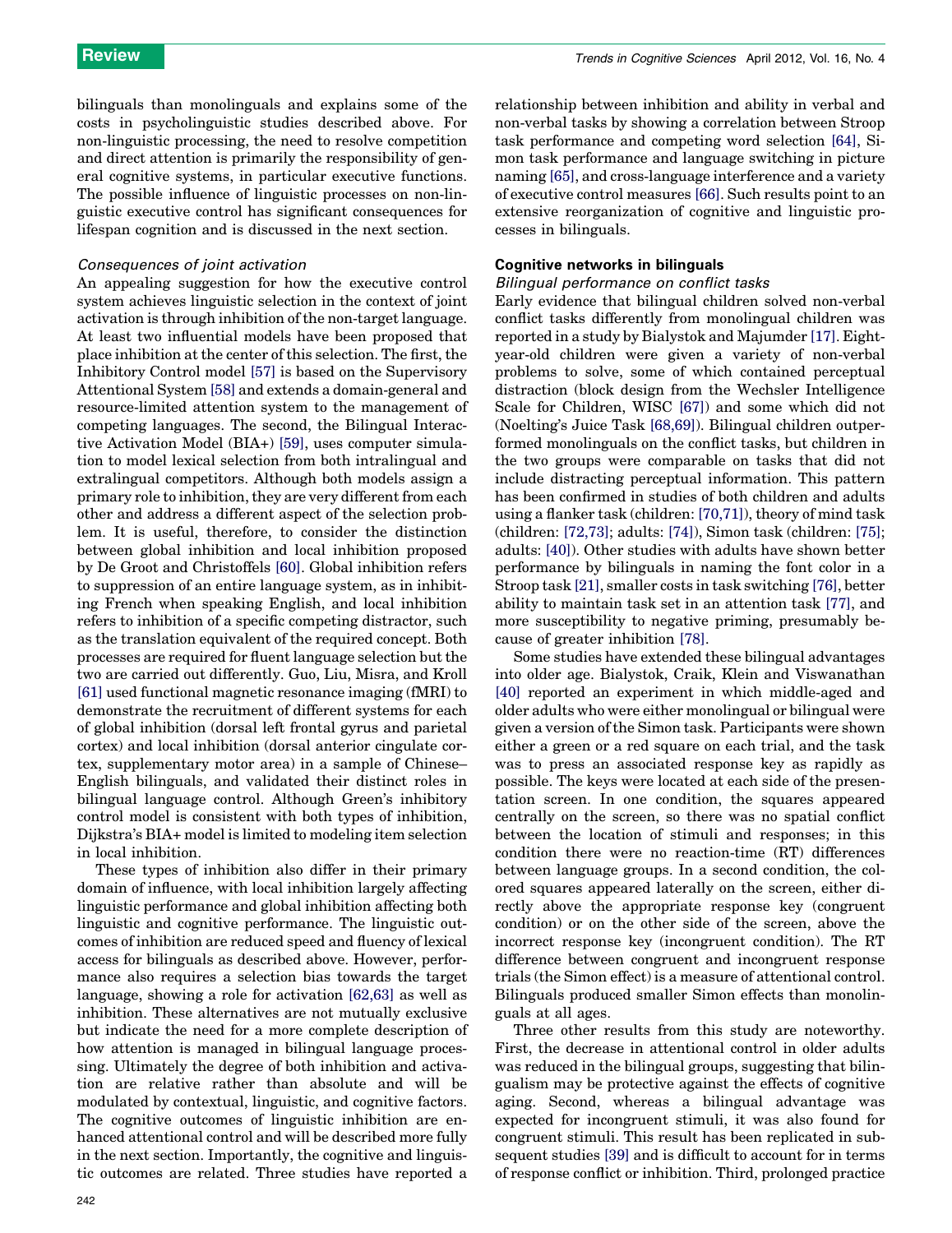bilinguals than monolinguals and explains some of the costs in psycholinguistic studies described above. For non-linguistic processing, the need to resolve competition and direct attention is primarily the responsibility of general cognitive systems, in particular executive functions. The possible influence of linguistic processes on non-linguistic executive control has significant consequences for lifespan cognition and is discussed in the next section.

#### *Consequences of joint activation*

An appealing suggestion for how the executive control system achieves linguistic selection in the context of joint activation is through inhibition of the non-target language. At least two influential models have been proposed that place inhibition at the center of this selection. The first, the Inhibitory Control model [57] is based on the Supervisory Attentional System [58] and extends a domain-general and resource-limited attention system to the management of competing languages. The second, the Bilingual Interactive Activation Model (BIA+) [59], uses computer simulation to model lexical selection from both intralingual and extralingual competitors. Although both models assign a primary role to inhibition, they are very different from each other and address a different aspect of the selection problem. It is useful, therefore, to consider the distinction between global inhibition and local inhibition proposed by De Groot and Christoffels [60]. Global inhibition refers to suppression of an entire language system, as in inhibiting French when speaking English, and local inhibition refers to inhibition of a specific competing distractor, such as the translation equivalent of the required concept. Both processes are required for fluent language selection but the two are carried out differently. Guo, Liu, Misra, and Kroll [61] used functional magnetic resonance imaging (fMRI) to demonstrate the recruitment of different systems for each of global inhibition (dorsal left frontal gyrus and parietal cortex) and local inhibition (dorsal anterior cingulate cortex, supplementary motor area) in a sample of Chinese–English bilinguals, and validated their distinct roles in bilingual language control. Although Green's inhibitory control model is consistent with both types of inhibition, Dijkstra's BIA+ model is limited to modeling item selection in local inhibition.

These types of inhibition also differ in their primary domain of influence, with local inhibition largely affecting linguistic performance and global inhibition affecting both linguistic and cognitive performance. The linguistic outcomes of inhibition are reduced speed and fluency of lexical access for bilinguals as described above. However, performance also requires a selection bias towards the target language, showing a role for activation [62,63] as well as inhibition. These alternatives are not mutually exclusive but indicate the need for a more complete description of how attention is managed in bilingual language processing. Ultimately the degree of both inhibition and activation are relative rather than absolute and will be modulated by contextual, linguistic, and cognitive factors. The cognitive outcomes of linguistic inhibition are enhanced attentional control and will be described more fully in the next section. Importantly, the cognitive and linguistic outcomes are related. Three studies have reported a relationship between inhibition and ability in verbal and non-verbal tasks by showing a correlation between Stroop task performance and competing word selection [64], Simon task performance and language switching in picture naming [65], and cross-language interference and a variety of executive control measures [66]. Such results point to an extensive reorganization of cognitive and linguistic processes in bilinguals.

### Cognitive networks in bilinguals

#### *Bilingual performance on conflict tasks*

Early evidence that bilingual children solved non-verbal conflict tasks differently from monolingual children was reported in a study by Bialystok and Majumder [17]. Eight-year-old children were given a variety of non-verbal problems to solve, some of which contained perceptual distraction (block design from the Wechsler Intelligence Scale for Children, WISC [67]) and some which did not (Noelting's Juice Task [68,69]). Bilingual children outperformed monolinguals on the conflict tasks, but children in the two groups were comparable on tasks that did not include distracting perceptual information. This pattern has been confirmed in studies of both children and adults using a flanker task (children: [70,71]), theory of mind task (children: [72,73]; adults: [74]), Simon task (children: [75]; adults: [40]). Other studies with adults have shown better performance by bilinguals in naming the font color in a Stroop task [21], smaller costs in task switching [76], better ability to maintain task set in an attention task [77], and more susceptibility to negative priming, presumably because of greater inhibition [78].

Some studies have extended these bilingual advantages into older age. Bialystok, Craik, Klein and Viswanathan [40] reported an experiment in which middle-aged and older adults who were either monolingual or bilingual were given a version of the Simon task. Participants were shown either a green or a red square on each trial, and the task was to press an associated response key as rapidly as possible. The keys were located at each side of the presentation screen. In one condition, the squares appeared centrally on the screen, so there was no spatial conflict between the location of stimuli and responses; in this condition there were no reaction-time (RT) differences between language groups. In a second condition, the colored squares appeared laterally on the screen, either directly above the appropriate response key (congruent condition) or on the other side of the screen, above the incorrect response key (incongruent condition). The RT difference between congruent and incongruent response trials (the Simon effect) is a measure of attentional control. Bilinguals produced smaller Simon effects than monolinguals at all ages.

Three other results from this study are noteworthy. First, the decrease in attentional control in older adults was reduced in the bilingual groups, suggesting that bilingualism may be protective against the effects of cognitive aging. Second, whereas a bilingual advantage was expected for incongruent stimuli, it was also found for congruent stimuli. This result has been replicated in subsequent studies [39] and is difficult to account for in terms of response conflict or inhibition. Third, prolonged practice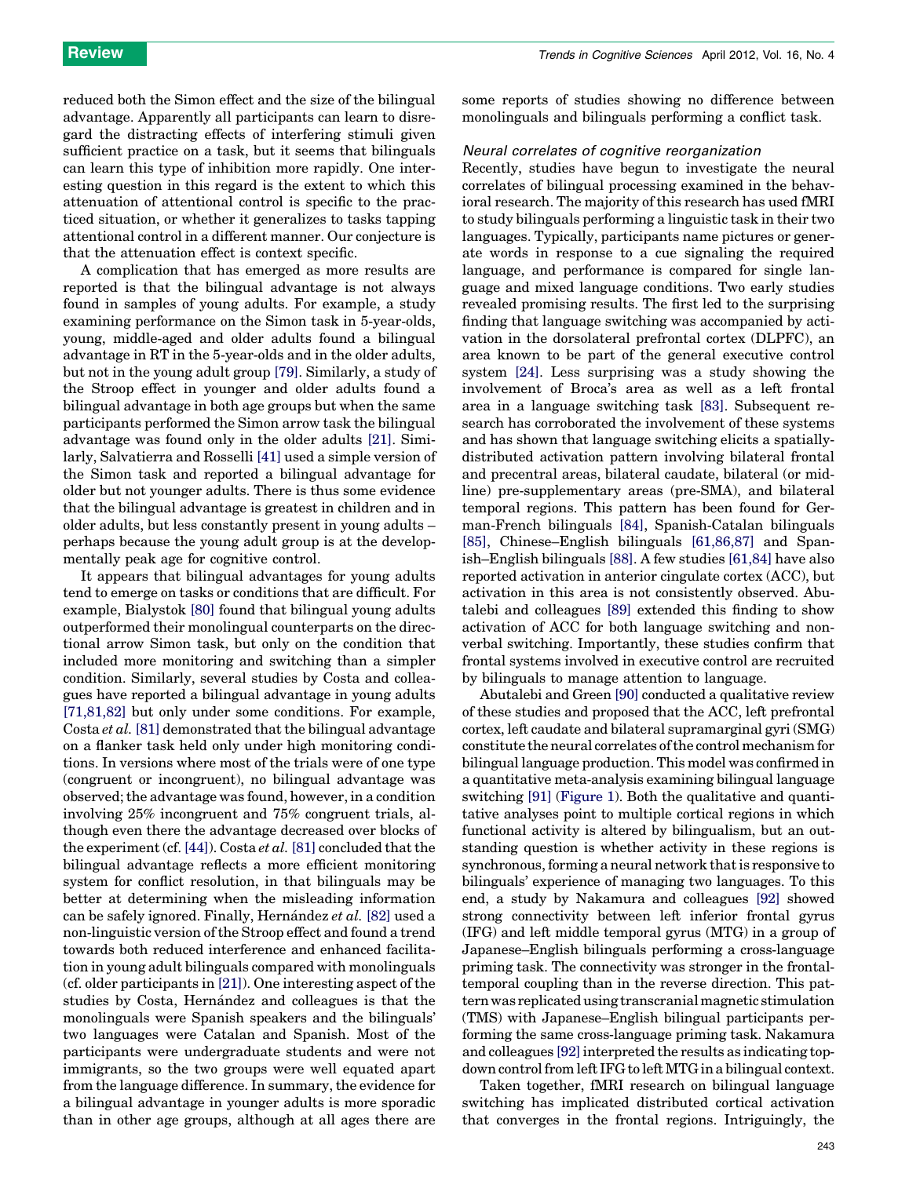reduced both the Simon effect and the size of the bilingual advantage. Apparently all participants can learn to disregard the distracting effects of interfering stimuli given sufficient practice on a task, but it seems that bilinguals can learn this type of inhibition more rapidly. One interesting question in this regard is the extent to which this attenuation of attentional control is specific to the practiced situation, or whether it generalizes to tasks tapping attentional control in a different manner. Our conjecture is that the attenuation effect is context specific.

A complication that has emerged as more results are reported is that the bilingual advantage is not always found in samples of young adults. For example, a study examining performance on the Simon task in 5-year-olds, young, middle-aged and older adults found a bilingual advantage in RT in the 5-year-olds and in the older adults, but not in the young adult group [79]. Similarly, a study of the Stroop effect in younger and older adults found a bilingual advantage in both age groups but when the same participants performed the Simon arrow task the bilingual advantage was found only in the older adults [21]. Similarly, Salvatierra and Rosselli [41] used a simple version of the Simon task and reported a bilingual advantage for older but not younger adults. There is thus some evidence that the bilingual advantage is greatest in children and in older adults, but less constantly present in young adults – perhaps because the young adult group is at the developmentally peak age for cognitive control.

It appears that bilingual advantages for young adults tend to emerge on tasks or conditions that are difficult. For example, Bialystok [80] found that bilingual young adults outperformed their monolingual counterparts on the directional arrow Simon task, but only on the condition that included more monitoring and switching than a simpler condition. Similarly, several studies by Costa and colleagues have reported a bilingual advantage in young adults [71,81,82] but only under some conditions. For example, Costa *et al.* [81] demonstrated that the bilingual advantage on a flanker task held only under high monitoring conditions. In versions where most of the trials were of one type (congruent or incongruent), no bilingual advantage was observed; the advantage was found, however, in a condition involving 25% incongruent and 75% congruent trials, although even there the advantage decreased over blocks of the experiment (cf. [44]). Costa *et al.* [81] concluded that the bilingual advantage reflects a more efficient monitoring system for conflict resolution, in that bilinguals may be better at determining when the misleading information can be safely ignored. Finally, Hernández *et al.* [82] used a non-linguistic version of the Stroop effect and found a trend towards both reduced interference and enhanced facilitation in young adult bilinguals compared with monolinguals (cf. older participants in [21]). One interesting aspect of the studies by Costa, Hernández and colleagues is that the monolinguals were Spanish speakers and the bilinguals' two languages were Catalan and Spanish. Most of the participants were undergraduate students and were not immigrants, so the two groups were well equated apart from the language difference. In summary, the evidence for a bilingual advantage in younger adults is more sporadic than in other age groups, although at all ages there are some reports of studies showing no difference between monolinguals and bilinguals performing a conflict task.

### *Neural correlates of cognitive reorganization*

Recently, studies have begun to investigate the neural correlates of bilingual processing examined in the behavioral research. The majority of this research has used fMRI to study bilinguals performing a linguistic task in their two languages. Typically, participants name pictures or generate words in response to a cue signaling the required language, and performance is compared for single language and mixed language conditions. Two early studies revealed promising results. The first led to the surprising finding that language switching was accompanied by activation in the dorsolateral prefrontal cortex (DLPFC), an area known to be part of the general executive control system [24]. Less surprising was a study showing the involvement of Broca's area as well as a left frontal area in a language switching task [83]. Subsequent research has corroborated the involvement of these systems and has shown that language switching elicits a spatially-distributed activation pattern involving bilateral frontal and precentral areas, bilateral caudate, bilateral (or midline) pre-supplementary areas (pre-SMA), and bilateral temporal regions. This pattern has been found for German-French bilinguals [84], Spanish-Catalan bilinguals [85], Chinese–English bilinguals [61,86,87] and Spanish–English bilinguals [88]. A few studies [61,84] have also reported activation in anterior cingulate cortex (ACC), but activation in this area is not consistently observed. Abutalebi and colleagues [89] extended this finding to show activation of ACC for both language switching and nonverbal switching. Importantly, these studies confirm that frontal systems involved in executive control are recruited by bilinguals to manage attention to language.

Abutalebi and Green [90] conducted a qualitative review of these studies and proposed that the ACC, left prefrontal cortex, left caudate and bilateral supramarginal gyri (SMG) constitute the neural correlates of the control mechanism for bilingual language production. This model was confirmed in a quantitative meta-analysis examining bilingual language switching [91] (Figure 1). Both the qualitative and quantitative analyses point to multiple cortical regions in which functional activity is altered by bilingualism, but an outstanding question is whether activity in these regions is synchronous, forming a neural network that is responsive to bilinguals' experience of managing two languages. To this end, a study by Nakamura and colleagues [92] showed strong connectivity between left inferior frontal gyrus (IFG) and left middle temporal gyrus (MTG) in a group of Japanese–English bilinguals performing a cross-language priming task. The connectivity was stronger in the frontal-temporal coupling than in the reverse direction. This pattern was replicated using transcranial magnetic stimulation (TMS) with Japanese–English bilingual participants performing the same cross-language priming task. Nakamura and colleagues [92] interpreted the results as indicating top-down control from left IFG to left MTG in a bilingual context.

Taken together, fMRI research on bilingual language switching has implicated distributed cortical activation that converges in the frontal regions. Intriguingly, the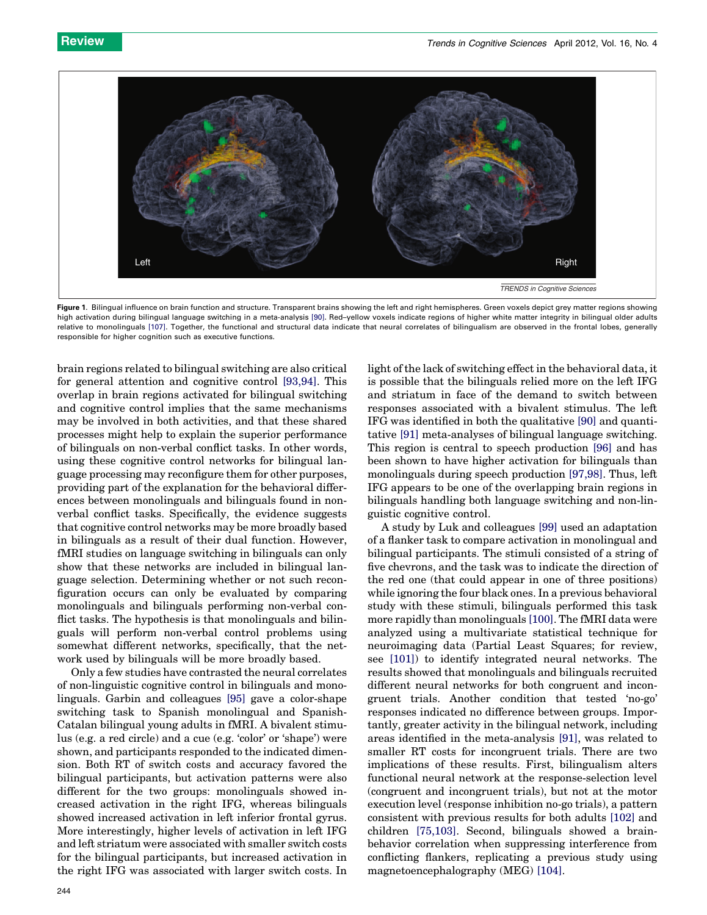**Figure 1**. Bilingual influence on brain function and structure. Transparent brains showing the left and right hemispheres. Green voxels depict grey matter regions showing high activation during bilingual language switching in a meta-analysis [90]. Red–yellow voxels indicate regions of higher white matter integrity in bilingual older adults relative to monolinguals [107]. Together, the functional and structural data indicate that neural correlates of bilingualism are observed in the frontal lobes, generally responsible for higher cognition such as executive functions.

brain regions related to bilingual switching are also critical for general attention and cognitive control [93,94]. This overlap in brain regions activated for bilingual switching and cognitive control implies that the same mechanisms may be involved in both activities, and that these shared processes might help to explain the superior performance of bilinguals on non-verbal conflict tasks. In other words, using these cognitive control networks for bilingual language processing may reconfigure them for other purposes, providing part of the explanation for the behavioral differences between monolinguals and bilinguals found in non-verbal conflict tasks. Specifically, the evidence suggests that cognitive control networks may be more broadly based in bilinguals as a result of their dual function. However, fMRI studies on language switching in bilinguals can only show that these networks are included in bilingual language selection. Determining whether or not such reconfiguration occurs can only be evaluated by comparing monolinguals and bilinguals performing non-verbal conflict tasks. The hypothesis is that monolinguals and bilinguals will perform non-verbal control problems using somewhat different networks, specifically, that the network used by bilinguals will be more broadly based.

Only a few studies have contrasted the neural correlates of non-linguistic cognitive control in bilinguals and monolinguals. Garbin and colleagues [95] gave a color-shape switching task to Spanish monolingual and Spanish-Catalan bilingual young adults in fMRI. A bivalent stimulus (e.g. a red circle) and a cue (e.g. 'color' or 'shape') were shown, and participants responded to the indicated dimension. Both RT of switch costs and accuracy favored the bilingual participants, but activation patterns were also different for the two groups: monolinguals showed increased activation in the right IFG, whereas bilinguals showed increased activation in left inferior frontal gyrus. More interestingly, higher levels of activation in left IFG and left striatum were associated with smaller switch costs for the bilingual participants, but increased activation in the right IFG was associated with larger switch costs. In light of the lack of switching effect in the behavioral data, it is possible that the bilinguals relied more on the left IFG and striatum in face of the demand to switch between responses associated with a bivalent stimulus. The left IFG was identified in both the qualitative [90] and quantitative [91] meta-analyses of bilingual language switching. This region is central to speech production [96] and has been shown to have higher activation for bilinguals than monolinguals during speech production [97,98]. Thus, left IFG appears to be one of the overlapping brain regions in bilinguals handling both language switching and non-linguistic cognitive control.

A study by Luk and colleagues [99] used an adaptation of a flanker task to compare activation in monolingual and bilingual participants. The stimuli consisted of a string of five chevrons, and the task was to indicate the direction of the red one (that could appear in one of three positions) while ignoring the four black ones. In a previous behavioral study with these stimuli, bilinguals performed this task more rapidly than monolinguals [100]. The fMRI data were analyzed using a multivariate statistical technique for neuroimaging data (Partial Least Squares; for review, see [101]) to identify integrated neural networks. The results showed that monolinguals and bilinguals recruited different neural networks for both congruent and incongruent trials. Another condition that tested 'no-go' responses indicated no difference between groups. Importantly, greater activity in the bilingual network, including areas identified in the meta-analysis [91], was related to smaller RT costs for incongruent trials. There are two implications of these results. First, bilingualism alters functional neural network at the response-selection level (congruent and incongruent trials), but not at the motor execution level (response inhibition no-go trials), a pattern consistent with previous results for both adults [102] and children [75,103]. Second, bilinguals showed a brain-behavior correlation when suppressing interference from conflicting flankers, replicating a previous study using magnetoencephalography (MEG) [104].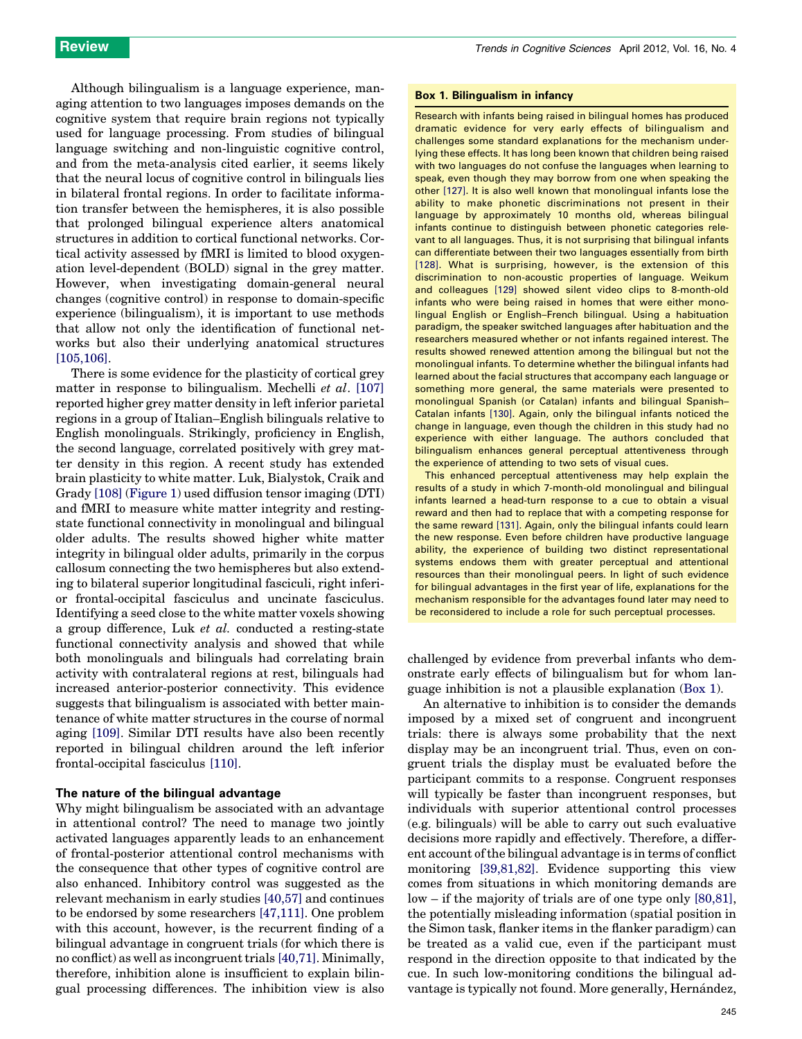Although bilingualism is a language experience, managing attention to two languages imposes demands on the cognitive system that require brain regions not typically used for language processing. From studies of bilingual language switching and non-linguistic cognitive control, and from the meta-analysis cited earlier, it seems likely that the neural locus of cognitive control in bilinguals lies in bilateral frontal regions. In order to facilitate information transfer between the hemispheres, it is also possible that prolonged bilingual experience alters anatomical structures in addition to cortical functional networks. Cortical activity assessed by fMRI is limited to blood oxygenation level-dependent (BOLD) signal in the grey matter. However, when investigating domain-general neural changes (cognitive control) in response to domain-specific experience (bilingualism), it is important to use methods that allow not only the identification of functional networks but also their underlying anatomical structures [105,106].

There is some evidence for the plasticity of cortical grey matter in response to bilingualism. Mechelli *et al*. [107] reported higher grey matter density in left inferior parietal regions in a group of Italian–English bilinguals relative to English monolinguals. Strikingly, proficiency in English, the second language, correlated positively with grey matter density in this region. A recent study has extended brain plasticity to white matter. Luk, Bialystok, Craik and Grady [108] (Figure 1) used diffusion tensor imaging (DTI) and fMRI to measure white matter integrity and resting-state functional connectivity in monolingual and bilingual older adults. The results showed higher white matter integrity in bilingual older adults, primarily in the corpus callosum connecting the two hemispheres but also extending to bilateral superior longitudinal fasciculi, right inferior frontal-occipital fasciculus and uncinate fasciculus. Identifying a seed close to the white matter voxels showing a group difference, Luk *et al.* conducted a resting-state functional connectivity analysis and showed that while both monolinguals and bilinguals had correlating brain activity with contralateral regions at rest, bilinguals had increased anterior-posterior connectivity. This evidence suggests that bilingualism is associated with better maintenance of white matter structures in the course of normal aging [109]. Similar DTI results have also been recently reported in bilingual children around the left inferior frontal-occipital fasciculus [110].

## The nature of the bilingual advantage

Why might bilingualism be associated with an advantage in attentional control? The need to manage two jointly activated languages apparently leads to an enhancement of frontal-posterior attentional control mechanisms with the consequence that other types of cognitive control are also enhanced. Inhibitory control was suggested as the relevant mechanism in early studies [40,57] and continues to be endorsed by some researchers [47,111]. One problem with this account, however, is the recurrent finding of a bilingual advantage in congruent trials (for which there is no conflict) as well as incongruent trials [40,71]. Minimally, therefore, inhibition alone is insufficient to explain bilingual processing differences. The inhibition view is also challenged by evidence from preverbal infants who demonstrate early effects of bilingualism but for whom language inhibition is not a plausible explanation (Box 1).

> **Box 1. Bilingualism in infancy**
>
> Research with infants being raised in bilingual homes has produced dramatic evidence for very early effects of bilingualism and challenges some standard explanations for the mechanism underlying these effects. It has long been known that children being raised with two languages do not confuse the languages when learning to speak, even though they may borrow from one when speaking the other [127]. It is also well known that monolingual infants lose the ability to make phonetic discriminations not present in their language by approximately 10 months old, whereas bilingual infants continue to distinguish between phonetic categories relevant to all languages. Thus, it is not surprising that bilingual infants can differentiate between their two languages essentially from birth [128]. What is surprising, however, is the extension of this discrimination to non-acoustic properties of language. Weikum and colleagues [129] showed silent video clips to 8-month-old infants who were being raised in homes that were either monolingual English or English–French bilingual. Using a habituation paradigm, the speaker switched languages after habituation and the researchers measured whether or not infants regained interest. The results showed renewed attention among the bilingual but not the monolingual infants. To determine whether the bilingual infants had learned about the facial structures that accompany each language or something more general, the same materials were presented to monolingual Spanish (or Catalan) infants and bilingual Spanish–Catalan infants [130]. Again, only the bilingual infants noticed the change in language, even though the children in this study had no experience with either language. The authors concluded that bilingualism enhances general perceptual attentiveness through the experience of attending to two sets of visual cues.
>
> This enhanced perceptual attentiveness may help explain the results of a study in which 7-month-old monolingual and bilingual infants learned a head-turn response to a cue to obtain a visual reward and then had to replace that with a competing response for the same reward [131]. Again, only the bilingual infants could learn the new response. Even before children have productive language ability, the experience of building two distinct representational systems endows them with greater perceptual and attentional resources than their monolingual peers. In light of such evidence for bilingual advantages in the first year of life, explanations for the mechanism responsible for the advantages found later may need to be reconsidered to include a role for such perceptual processes.

An alternative to inhibition is to consider the demands imposed by a mixed set of congruent and incongruent trials: there is always some probability that the next display may be an incongruent trial. Thus, even on congruent trials the display must be evaluated before the participant commits to a response. Congruent responses will typically be faster than incongruent responses, but individuals with superior attentional control processes (e.g. bilinguals) will be able to carry out such evaluative decisions more rapidly and effectively. Therefore, a different account of the bilingual advantage is in terms of conflict monitoring [39,81,82]. Evidence supporting this view comes from situations in which monitoring demands are low – if the majority of trials are of one type only [80,81], the potentially misleading information (spatial position in the Simon task, flanker items in the flanker paradigm) can be treated as a valid cue, even if the participant must respond in the direction opposite to that indicated by the cue. In such low-monitoring conditions the bilingual advantage is typically not found. More generally, Hernández,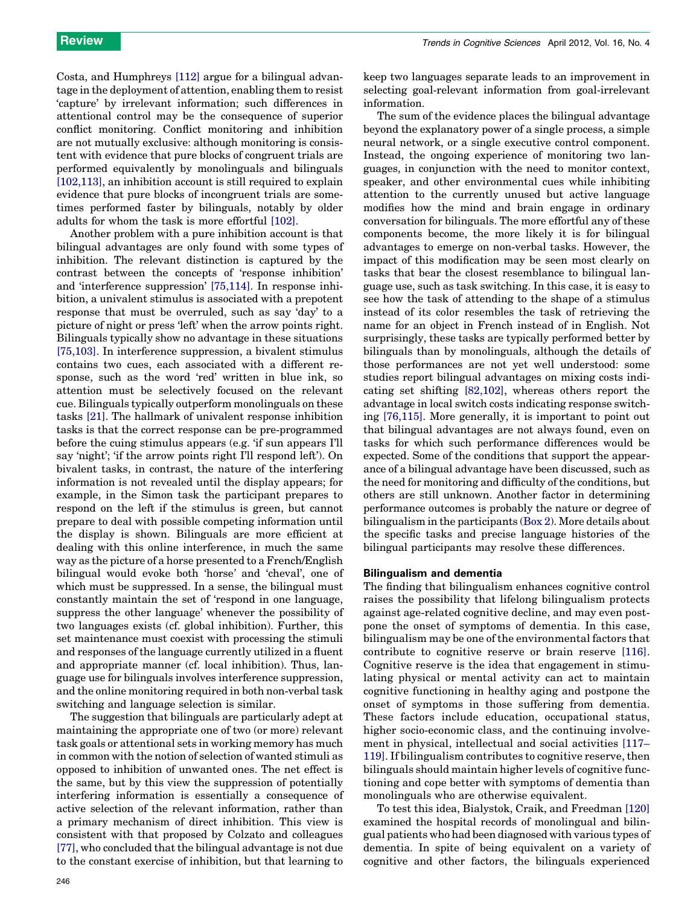Costa, and Humphreys [112] argue for a bilingual advantage in the deployment of attention, enabling them to resist 'capture' by irrelevant information; such differences in attentional control may be the consequence of superior conflict monitoring. Conflict monitoring and inhibition are not mutually exclusive: although monitoring is consistent with evidence that pure blocks of congruent trials are performed equivalently by monolinguals and bilinguals [102,113], an inhibition account is still required to explain evidence that pure blocks of incongruent trials are sometimes performed faster by bilinguals, notably by older adults for whom the task is more effortful [102].

Another problem with a pure inhibition account is that bilingual advantages are only found with some types of inhibition. The relevant distinction is captured by the contrast between the concepts of 'response inhibition' and 'interference suppression' [75,114]. In response inhibition, a univalent stimulus is associated with a prepotent response that must be overruled, such as say 'day' to a picture of night or press 'left' when the arrow points right. Bilinguals typically show no advantage in these situations [75,103]. In interference suppression, a bivalent stimulus contains two cues, each associated with a different response, such as the word 'red' written in blue ink, so attention must be selectively focused on the relevant cue. Bilinguals typically outperform monolinguals on these tasks [21]. The hallmark of univalent response inhibition tasks is that the correct response can be pre-programmed before the cuing stimulus appears (e.g. 'if sun appears I'll say 'night'; 'if the arrow points right I'll respond left'). On bivalent tasks, in contrast, the nature of the interfering information is not revealed until the display appears; for example, in the Simon task the participant prepares to respond on the left if the stimulus is green, but cannot prepare to deal with possible competing information until the display is shown. Bilinguals are more efficient at dealing with this online interference, in much the same way as the picture of a horse presented to a French/English bilingual would evoke both 'horse' and 'cheval', one of which must be suppressed. In a sense, the bilingual must constantly maintain the set of 'respond in one language, suppress the other language' whenever the possibility of two languages exists (cf. global inhibition). Further, this set maintenance must coexist with processing the stimuli and responses of the language currently utilized in a fluent and appropriate manner (cf. local inhibition). Thus, language use for bilinguals involves interference suppression, and the online monitoring required in both non-verbal task switching and language selection is similar.

The suggestion that bilinguals are particularly adept at maintaining the appropriate one of two (or more) relevant task goals or attentional sets in working memory has much in common with the notion of selection of wanted stimuli as opposed to inhibition of unwanted ones. The net effect is the same, but by this view the suppression of potentially interfering information is essentially a consequence of active selection of the relevant information, rather than a primary mechanism of direct inhibition. This view is consistent with that proposed by Colzato and colleagues [77], who concluded that the bilingual advantage is not due to the constant exercise of inhibition, but that learning to keep two languages separate leads to an improvement in selecting goal-relevant information from goal-irrelevant information.

The sum of the evidence places the bilingual advantage beyond the explanatory power of a single process, a simple neural network, or a single executive control component. Instead, the ongoing experience of monitoring two languages, in conjunction with the need to monitor context, speaker, and other environmental cues while inhibiting attention to the currently unused but active language modifies how the mind and brain engage in ordinary conversation for bilinguals. The more effortful any of these components become, the more likely it is for bilingual advantages to emerge on non-verbal tasks. However, the impact of this modification may be seen most clearly on tasks that bear the closest resemblance to bilingual language use, such as task switching. In this case, it is easy to see how the task of attending to the shape of a stimulus instead of its color resembles the task of retrieving the name for an object in French instead of in English. Not surprisingly, these tasks are typically performed better by bilinguals than by monolinguals, although the details of those performances are not yet well understood: some studies report bilingual advantages on mixing costs indicating set shifting [82,102], whereas others report the advantage in local switch costs indicating response switching [76,115]. More generally, it is important to point out that bilingual advantages are not always found, even on tasks for which such performance differences would be expected. Some of the conditions that support the appearance of a bilingual advantage have been discussed, such as the need for monitoring and difficulty of the conditions, but others are still unknown. Another factor in determining performance outcomes is probably the nature or degree of bilingualism in the participants (Box 2). More details about the specific tasks and precise language histories of the bilingual participants may resolve these differences.

## Bilingualism and dementia

The finding that bilingualism enhances cognitive control raises the possibility that lifelong bilingualism protects against age-related cognitive decline, and may even postpone the onset of symptoms of dementia. In this case, bilingualism may be one of the environmental factors that contribute to cognitive reserve or brain reserve [116]. Cognitive reserve is the idea that engagement in stimulating physical or mental activity can act to maintain cognitive functioning in healthy aging and postpone the onset of symptoms in those suffering from dementia. These factors include education, occupational status, higher socio-economic class, and the continuing involvement in physical, intellectual and social activities [117–119]. If bilingualism contributes to cognitive reserve, then bilinguals should maintain higher levels of cognitive functioning and cope better with symptoms of dementia than monolinguals who are otherwise equivalent.

To test this idea, Bialystok, Craik, and Freedman [120] examined the hospital records of monolingual and bilingual patients who had been diagnosed with various types of dementia. In spite of being equivalent on a variety of cognitive and other factors, the bilinguals experienced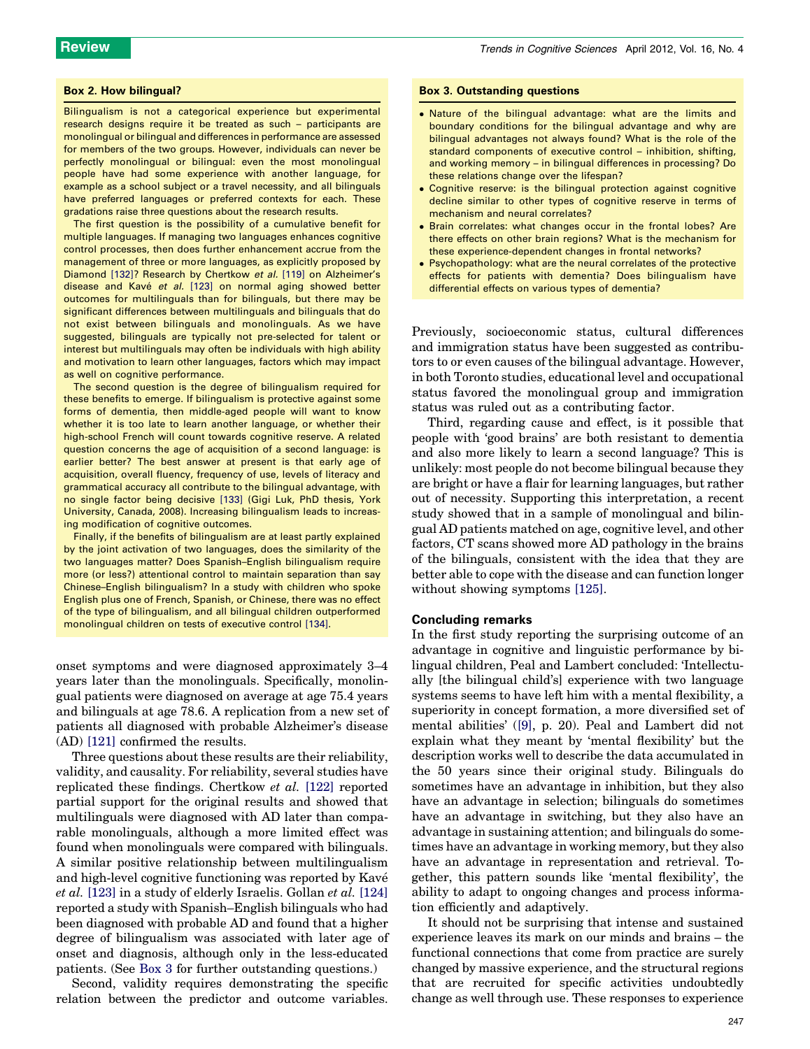### Box 2. How bilingual?

Bilingualism is not a categorical experience but experimental research designs require it be treated as such – participants are monolingual or bilingual and differences in performance are assessed for members of the two groups. However, individuals can never be perfectly monolingual or bilingual: even the most monolingual people have had some experience with another language, for example as a school subject or a travel necessity, and all bilinguals have preferred languages or preferred contexts for each. These gradations raise three questions about the research results.

The first question is the possibility of a cumulative benefit for multiple languages. If managing two languages enhances cognitive control processes, then does further enhancement accrue from the management of three or more languages, as explicitly proposed by Diamond [132]? Research by Chertkow *et al.* [119] on Alzheimer's disease and Kavé *et al.* [123] on normal aging showed better outcomes for multilinguals than for bilinguals, but there may be significant differences between multilinguals and bilinguals that do not exist between bilinguals and monolinguals. As we have suggested, bilinguals are typically not pre-selected for talent or interest but multilinguals may often be individuals with high ability and motivation to learn other languages, factors which may impact as well on cognitive performance.

The second question is the degree of bilingualism required for these benefits to emerge. If bilingualism is protective against some forms of dementia, then middle-aged people will want to know whether it is too late to learn another language, or whether their high-school French will count towards cognitive reserve. A related question concerns the age of acquisition of a second language: is earlier better? The best answer at present is that early age of acquisition, overall fluency, frequency of use, levels of literacy and grammatical accuracy all contribute to the bilingual advantage, with no single factor being decisive [133] (Gigi Luk, PhD thesis, York University, Canada, 2008). Increasing bilingualism leads to increasing modification of cognitive outcomes.

Finally, if the benefits of bilingualism are at least partly explained by the joint activation of two languages, does the similarity of the two languages matter? Does Spanish–English bilingualism require more (or less?) attentional control to maintain separation than say Chinese–English bilingualism? In a study with children who spoke English plus one of French, Spanish, or Chinese, there was no effect of the type of bilingualism, and all bilingual children outperformed monolingual children on tests of executive control [134].

onset symptoms and were diagnosed approximately 3–4 years later than the monolinguals. Specifically, monolingual patients were diagnosed on average at age 75.4 years and bilinguals at age 78.6. A replication from a new set of patients all diagnosed with probable Alzheimer's disease (AD) [121] confirmed the results.

Three questions about these results are their reliability, validity, and causality. For reliability, several studies have replicated these findings. Chertkow *et al.* [122] reported partial support for the original results and showed that multilinguals were diagnosed with AD later than comparable monolinguals, although a more limited effect was found when monolinguals were compared with bilinguals. A similar positive relationship between multilingualism and high-level cognitive functioning was reported by Kavé *et al.* [123] in a study of elderly Israelis. Gollan *et al.* [124] reported a study with Spanish–English bilinguals who had been diagnosed with probable AD and found that a higher degree of bilingualism was associated with later age of onset and diagnosis, although only in the less-educated patients. (See Box 3 for further outstanding questions.)

Second, validity requires demonstrating the specific relation between the predictor and outcome variables. Previously, socioeconomic status, cultural differences and immigration status have been suggested as contributors to or even causes of the bilingual advantage. However, in both Toronto studies, educational level and occupational status favored the monolingual group and immigration status was ruled out as a contributing factor.

Third, regarding cause and effect, is it possible that people with 'good brains' are both resistant to dementia and also more likely to learn a second language? This is unlikely: most people do not become bilingual because they are bright or have a flair for learning languages, but rather out of necessity. Supporting this interpretation, a recent study showed that in a sample of monolingual and bilingual AD patients matched on age, cognitive level, and other factors, CT scans showed more AD pathology in the brains of the bilinguals, consistent with the idea that they are better able to cope with the disease and can function longer without showing symptoms [125].

### Box 3. Outstanding questions

- Nature of the bilingual advantage: what are the limits and boundary conditions for the bilingual advantage and why are bilingual advantages not always found? What is the role of the standard components of executive control – inhibition, shifting, and working memory – in bilingual differences in processing? Do these relations change over the lifespan?
- Cognitive reserve: is the bilingual protection against cognitive decline similar to other types of cognitive reserve in terms of mechanism and neural correlates?
- Brain correlates: what changes occur in the frontal lobes? Are there effects on other brain regions? What is the mechanism for these experience-dependent changes in frontal networks?
- Psychopathology: what are the neural correlates of the protective effects for patients with dementia? Does bilingualism have differential effects on various types of dementia?

## Concluding remarks

In the first study reporting the surprising outcome of an advantage in cognitive and linguistic performance by bilingual children, Peal and Lambert concluded: 'Intellectually [the bilingual child's] experience with two language systems seems to have left him with a mental flexibility, a superiority in concept formation, a more diversified set of mental abilities' ([9], p. 20). Peal and Lambert did not explain what they meant by 'mental flexibility' but the description works well to describe the data accumulated in the 50 years since their original study. Bilinguals do sometimes have an advantage in inhibition, but they also have an advantage in selection; bilinguals do sometimes have an advantage in switching, but they also have an advantage in sustaining attention; and bilinguals do sometimes have an advantage in working memory, but they also have an advantage in representation and retrieval. Together, this pattern sounds like 'mental flexibility', the ability to adapt to ongoing changes and process information efficiently and adaptively.

It should not be surprising that intense and sustained experience leaves its mark on our minds and brains – the functional connections that come from practice are surely changed by massive experience, and the structural regions that are recruited for specific activities undoubtedly change as well through use. These responses to experience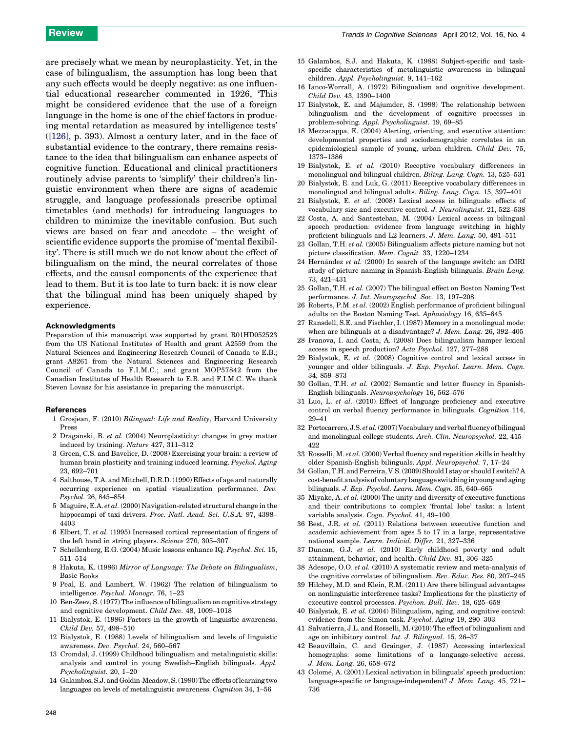are precisely what we mean by neuroplasticity. Yet, in the case of bilingualism, the assumption has long been that any such effects would be deeply negative: as one influential educational researcher commented in 1926, 'This might be considered evidence that the use of a foreign language in the home is one of the chief factors in producing mental retardation as measured by intelligence tests' ([126], p. 393). Almost a century later, and in the face of substantial evidence to the contrary, there remains resistance to the idea that bilingualism can enhance aspects of cognitive function. Educational and clinical practitioners routinely advise parents to 'simplify' their children's linguistic environment when there are signs of academic struggle, and language professionals prescribe optimal timetables (and methods) for introducing languages to children to minimize the inevitable confusion. But such views are based on fear and anecdote – the weight of scientific evidence supports the promise of 'mental flexibility'. There is still much we do not know about the effect of bilingualism on the mind, the neural correlates of those effects, and the causal components of the experience that lead to them. But it is too late to turn back: it is now clear that the bilingual mind has been uniquely shaped by experience.

### Acknowledgments

Preparation of this manuscript was supported by grant R01HD052523 from the US National Institutes of Health and grant A2559 from the Natural Sciences and Engineering Research Council of Canada to E.B.; grant A8261 from the Natural Sciences and Engineering Research Council of Canada to F.I.M.C.; and grant MOP57842 from the Canadian Institutes of Health Research to E.B. and F.I.M.C. We thank Steven Lovasz for his assistance in preparing the manuscript.

### References

1 Grosjean, F. (2010) *Bilingual: Life and Reality*, Harvard University Press
2 Draganski, B. *et al.* (2004) Neuroplasticity: changes in grey matter induced by training. *Nature* 427, 311–312
3 Green, C.S. and Bavelier, D. (2008) Exercising your brain: a review of human brain plasticity and training induced learning. *Psychol. Aging* 23, 692–701
4 Salthouse, T.A. and Mitchell, D.R.D. (1990) Effects of age and naturally occurring experience on spatial visualization performance. *Dev. Psychol.* 26, 845–854
5 Maguire, E.A. *et al.* (2000) Navigation-related structural change in the hippocampi of taxi drivers. *Proc. Natl. Acad. Sci. U.S.A.* 97, 4398–4403
6 Elbert, T. *et al.* (1995) Increased cortical representation of fingers of the left hand in string players. *Science* 270, 305–307
7 Schellenberg, E.G. (2004) Music lessons enhance IQ. *Psychol. Sci.* 15, 511–514
8 Hakuta, K. (1986) *Mirror of Language: The Debate on Bilingualism*, Basic Books
9 Peal, E. and Lambert, W. (1962) The relation of bilingualism to intelligence. *Psychol. Monogr.* 76, 1–23
10 Ben-Zeev, S. (1977) The influence of bilingualism on cognitive strategy and cognitive development. *Child Dev.* 48, 1009–1018
11 Bialystok, E. (1986) Factors in the growth of linguistic awareness. *Child Dev.* 57, 498–510
12 Bialystok, E. (1988) Levels of bilingualism and levels of linguistic awareness. *Dev. Psychol.* 24, 560–567
13 Cromdal, J. (1999) Childhood bilingualism and metalinguistic skills: analysis and control in young Swedish–English bilinguals. *Appl. Psycholinguist.* 20, 1–20
14 Galambos, S.J. and Goldin-Meadow, S. (1990) The effects of learning two languages on levels of metalinguistic awareness. *Cognition* 34, 1–56
15 Galambos, S.J. and Hakuta, K. (1988) Subject-specific and task-specific characteristics of metalinguistic awareness in bilingual children. *Appl. Psycholinguist.* 9, 141–162
16 Ianco-Worrall, A. (1972) Bilingualism and cognitive development. *Child Dev.* 43, 1390–1400
17 Bialystok, E. and Majumder, S. (1998) The relationship between bilingualism and the development of cognitive processes in problem-solving. *Appl. Psycholinguist.* 19, 69–85
18 Mezzacappa, E. (2004) Alerting, orienting, and executive attention: developmental properties and sociodemographic correlates in an epidemiological sample of young, urban children. *Child Dev.* 75, 1373–1386
19 Bialystok, E. *et al.* (2010) Receptive vocabulary differences in monolingual and bilingual children. *Biling. Lang. Cogn.* 13, 525–531
20 Bialystok, E. and Luk, G. (2011) Receptive vocabulary differences in monolingual and bilingual adults. *Biling. Lang. Cogn.* 15, 397–401
21 Bialystok, E. *et al.* (2008) Lexical access in bilinguals: effects of vocabulary size and executive control. *J. Neurolinguist.* 21, 522–538
22 Costa, A. and Santesteban, M. (2004) Lexical access in bilingual speech production: evidence from language switching in highly proficient bilinguals and L2 learners. *J. Mem. Lang.* 50, 491–511
23 Gollan, T.H. *et al.* (2005) Bilingualism affects picture naming but not picture classification. *Mem. Cognit.* 33, 1220–1234
24 Hernández *et al.* (2000) In search of the language switch: an fMRI study of picture naming in Spanish-English bilinguals. *Brain Lang.* 73, 421–431
25 Gollan, T.H. *et al.* (2007) The bilingual effect on Boston Naming Test performance. *J. Int. Neuropsychol. Soc.* 13, 197–208
26 Roberts, P.M. *et al.* (2002) English performance of proficient bilingual adults on the Boston Naming Test. *Aphasiology* 16, 635–645
27 Ransdell, S.E. and Fischler, I. (1987) Memory in a monolingual mode: when are bilinguals at a disadvantage? *J. Mem. Lang.* 26, 392–405
28 Ivanova, I. and Costa, A. (2008) Does bilingualism hamper lexical access in speech production? *Acta Psychol.* 127, 277–288
29 Bialystok, E. *et al.* (2008) Cognitive control and lexical access in younger and older bilinguals. *J. Exp. Psychol. Learn. Mem. Cogn.* 34, 859–873
30 Gollan, T.H. *et al.* (2002) Semantic and letter fluency in Spanish-English bilinguals. *Neuropsychology* 16, 562–576
31 Luo, L. *et al.* (2010) Effect of language proficiency and executive control on verbal fluency performance in bilinguals. *Cognition* 114, 29–41
32 Portocarrero, J.S. *et al.* (2007) Vocabulary and verbal fluency of bilingual and monolingual college students. *Arch. Clin. Neuropsychol.* 22, 415–422
33 Rosselli, M. *et al.* (2000) Verbal fluency and repetition skills in healthy older Spanish-English bilinguals. *Appl. Neuropsychol.* 7, 17–24
34 Gollan, T.H. and Ferreira, V.S. (2009) Should I stay or should I switch? A cost-benefit analysis of voluntary language switching in young and aging bilinguals. *J. Exp. Psychol. Learn. Mem. Cogn.* 35, 640–665
35 Miyake, A. *et al.* (2000) The unity and diversity of executive functions and their contributions to complex 'frontal lobe' tasks: a latent variable analysis. *Cogn. Psychol.* 41, 49–100
36 Best, J.R. *et al.* (2011) Relations between executive function and academic achievement from ages 5 to 17 in a large, representative national sample. *Learn. Individ. Differ.* 21, 327–336
37 Duncan, G.J. *et al.* (2010) Early childhood poverty and adult attainment, behavior, and health. *Child Dev.* 81, 306–325
38 Adesope, O.O. *et al.* (2010) A systematic review and meta-analysis of the cognitive correlates of bilingualism. *Rev. Educ. Res.* 80, 207–245
39 Hilchey, M.D. and Klein, R.M. (2011) Are there bilingual advantages on nonlinguistic interference tasks? Implications for the plasticity of executive control processes. *Psychon. Bull. Rev.* 18, 625–658
40 Bialystok, E. *et al.* (2004) Bilingualism, aging, and cognitive control: evidence from the Simon task. *Psychol. Aging* 19, 290–303
41 Salvatierra, J.L. and Rosselli, M. (2010) The effect of bilingualism and age on inhibitory control. *Int. J. Bilingual.* 15, 26–37
42 Beauvillain, C. and Grainger, J. (1987) Accessing interlexical homographs: some limitations of a language-selective access. *J. Mem. Lang.* 26, 658–672
43 Colomé, A. (2001) Lexical activation in bilinguals' speech production: language-specific or language-independent? *J. Mem. Lang.* 45, 721–736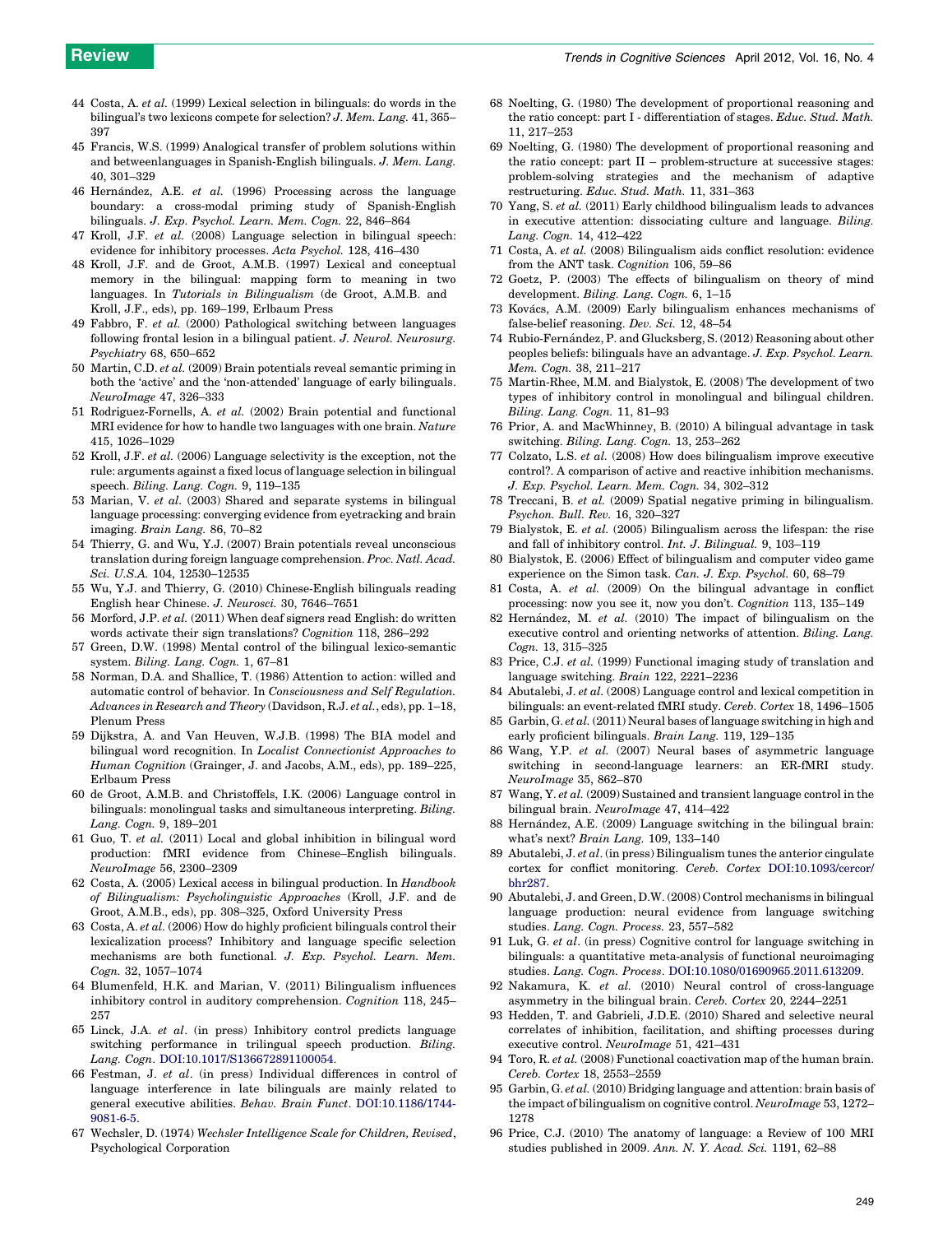44 Costa, A. *et al.* (1999) Lexical selection in bilinguals: do words in the bilingual's two lexicons compete for selection? *J. Mem. Lang.* 41, 365–397

45 Francis, W.S. (1999) Analogical transfer of problem solutions within and betweenlanguages in Spanish-English bilinguals. *J. Mem. Lang.* 40, 301–329

46 Hernández, A.E. *et al.* (1996) Processing across the language boundary: a cross-modal priming study of Spanish-English bilinguals. *J. Exp. Psychol. Learn. Mem. Cogn.* 22, 846–864

47 Kroll, J.F. *et al.* (2008) Language selection in bilingual speech: evidence for inhibitory processes. *Acta Psychol.* 128, 416–430

48 Kroll, J.F. and de Groot, A.M.B. (1997) Lexical and conceptual memory in the bilingual: mapping form to meaning in two languages. In *Tutorials in Bilingualism* (de Groot, A.M.B. and Kroll, J.F., eds), pp. 169–199, Erlbaum Press

49 Fabbro, F. *et al.* (2000) Pathological switching between languages following frontal lesion in a bilingual patient. *J. Neurol. Neurosurg. Psychiatry* 68, 650–652

50 Martin, C.D. *et al.* (2009) Brain potentials reveal semantic priming in both the 'active' and the 'non-attended' language of early bilinguals. *NeuroImage* 47, 326–333

51 Rodriguez-Fornells, A. *et al.* (2002) Brain potential and functional MRI evidence for how to handle two languages with one brain. *Nature* 415, 1026–1029

52 Kroll, J.F. *et al.* (2006) Language selectivity is the exception, not the rule: arguments against a fixed locus of language selection in bilingual speech. *Biling. Lang. Cogn.* 9, 119–135

53 Marian, V. *et al.* (2003) Shared and separate systems in bilingual language processing: converging evidence from eyetracking and brain imaging. *Brain Lang.* 86, 70–82

54 Thierry, G. and Wu, Y.J. (2007) Brain potentials reveal unconscious translation during foreign language comprehension. *Proc. Natl. Acad. Sci. U.S.A.* 104, 12530–12535

55 Wu, Y.J. and Thierry, G. (2010) Chinese-English bilinguals reading English hear Chinese. *J. Neurosci.* 30, 7646–7651

56 Morford, J.P. *et al.* (2011) When deaf signers read English: do written words activate their sign translations? *Cognition* 118, 286–292

57 Green, D.W. (1998) Mental control of the bilingual lexico-semantic system. *Biling. Lang. Cogn.* 1, 67–81

58 Norman, D.A. and Shallice, T. (1986) Attention to action: willed and automatic control of behavior. In *Consciousness and Self Regulation. Advances in Research and Theory* (Davidson, R.J. *et al.*, eds), pp. 1–18, Plenum Press

59 Dijkstra, A. and Van Heuven, W.J.B. (1998) The BIA model and bilingual word recognition. In *Localist Connectionist Approaches to Human Cognition* (Grainger, J. and Jacobs, A.M., eds), pp. 189–225, Erlbaum Press

60 de Groot, A.M.B. and Christoffels, I.K. (2006) Language control in bilinguals: monolingual tasks and simultaneous interpreting. *Biling. Lang. Cogn.* 9, 189–201

61 Guo, T. *et al.* (2011) Local and global inhibition in bilingual word production: fMRI evidence from Chinese–English bilinguals. *NeuroImage* 56, 2300–2309

62 Costa, A. (2005) Lexical access in bilingual production. In *Handbook of Bilingualism: Psycholinguistic Approaches* (Kroll, J.F. and de Groot, A.M.B., eds), pp. 308–325, Oxford University Press

63 Costa, A. *et al.* (2006) How do highly proficient bilinguals control their lexicalization process? Inhibitory and language specific selection mechanisms are both functional. *J. Exp. Psychol. Learn. Mem. Cogn.* 32, 1057–1074

64 Blumenfeld, H.K. and Marian, V. (2011) Bilingualism influences inhibitory control in auditory comprehension. *Cognition* 118, 245–257

65 Linck, J.A. *et al.* (in press) Inhibitory control predicts language switching performance in trilingual speech production. *Biling. Lang. Cogn.* DOI:10.1017/S136672891100054.

66 Festman, J. *et al.* (in press) Individual differences in control of language interference in late bilinguals are mainly related to general executive abilities. *Behav. Brain Funct.* DOI:10.1186/1744-9081-6-5.

67 Wechsler, D. (1974) *Wechsler Intelligence Scale for Children, Revised*, Psychological Corporation

68 Noelting, G. (1980) The development of proportional reasoning and the ratio concept: part I - differentiation of stages. *Educ. Stud. Math.* 11, 217–253

69 Noelting, G. (1980) The development of proportional reasoning and the ratio concept: part II – problem-structure at successive stages: problem-solving strategies and the mechanism of adaptive restructuring. *Educ. Stud. Math.* 11, 331–363

70 Yang, S. *et al.* (2011) Early childhood bilingualism leads to advances in executive attention: dissociating culture and language. *Biling. Lang. Cogn.* 14, 412–422

71 Costa, A. *et al.* (2008) Bilingualism aids conflict resolution: evidence from the ANT task. *Cognition* 106, 59–86

72 Goetz, P. (2003) The effects of bilingualism on theory of mind development. *Biling. Lang. Cogn.* 6, 1–15

73 Kovács, A.M. (2009) Early bilingualism enhances mechanisms of false-belief reasoning. *Dev. Sci.* 12, 48–54

74 Rubio-Fernández, P. and Glucksberg, S. (2012) Reasoning about other peoples beliefs: bilinguals have an advantage. *J. Exp. Psychol. Learn. Mem. Cogn.* 38, 211–217

75 Martin-Rhee, M.M. and Bialystok, E. (2008) The development of two types of inhibitory control in monolingual and bilingual children. *Biling. Lang. Cogn.* 11, 81–93

76 Prior, A. and MacWhinney, B. (2010) A bilingual advantage in task switching. *Biling. Lang. Cogn.* 13, 253–262

77 Colzato, L.S. *et al.* (2008) How does bilingualism improve executive control?. A comparison of active and reactive inhibition mechanisms. *J. Exp. Psychol. Learn. Mem. Cogn.* 34, 302–312

78 Treccani, B. *et al.* (2009) Spatial negative priming in bilingualism. *Psychon. Bull. Rev.* 16, 320–327

79 Bialystok, E. *et al.* (2005) Bilingualism across the lifespan: the rise and fall of inhibitory control. *Int. J. Bilingual.* 9, 103–119

80 Bialystok, E. (2006) Effect of bilingualism and computer video game experience on the Simon task. *Can. J. Exp. Psychol.* 60, 68–79

81 Costa, A. *et al.* (2009) On the bilingual advantage in conflict processing: now you see it, now you don't. *Cognition* 113, 135–149

82 Hernández, M. *et al.* (2010) The impact of bilingualism on the executive control and orienting networks of attention. *Biling. Lang. Cogn.* 13, 315–325

83 Price, C.J. *et al.* (1999) Functional imaging study of translation and language switching. *Brain* 122, 2221–2236

84 Abutalebi, J. *et al.* (2008) Language control and lexical competition in bilinguals: an event-related fMRI study. *Cereb. Cortex* 18, 1496–1505

85 Garbin, G. *et al.* (2011) Neural bases of language switching in high and early proficient bilinguals. *Brain Lang.* 119, 129–135

86 Wang, Y.P. *et al.* (2007) Neural bases of asymmetric language switching in second-language learners: an ER-fMRI study. *NeuroImage* 35, 862–870

87 Wang, Y. *et al.* (2009) Sustained and transient language control in the bilingual brain. *NeuroImage* 47, 414–422

88 Hernández, A.E. (2009) Language switching in the bilingual brain: what's next? *Brain Lang.* 109, 133–140

89 Abutalebi, J. *et al.* (in press) Bilingualism tunes the anterior cingulate cortex for conflict monitoring. *Cereb. Cortex* DOI:10.1093/cercor/bhr287.

90 Abutalebi, J. and Green, D.W. (2008) Control mechanisms in bilingual language production: neural evidence from language switching studies. *Lang. Cogn. Process.* 23, 557–582

91 Luk, G. *et al.* (in press) Cognitive control for language switching in bilinguals: a quantitative meta-analysis of functional neuroimaging studies. *Lang. Cogn. Process.* DOI:10.1080/01690965.2011.613209.

92 Nakamura, K. *et al.* (2010) Neural control of cross-language asymmetry in the bilingual brain. *Cereb. Cortex* 20, 2244–2251

93 Hedden, T. and Gabrieli, J.D.E. (2010) Shared and selective neural correlates of inhibition, facilitation, and shifting processes during executive control. *NeuroImage* 51, 421–431

94 Toro, R. *et al.* (2008) Functional coactivation map of the human brain. *Cereb. Cortex* 18, 2553–2559

95 Garbin, G. *et al.* (2010) Bridging language and attention: brain basis of the impact of bilingualism on cognitive control. *NeuroImage* 53, 1272–1278

96 Price, C.J. (2010) The anatomy of language: a Review of 100 MRI studies published in 2009. *Ann. N. Y. Acad. Sci.* 1191, 62–88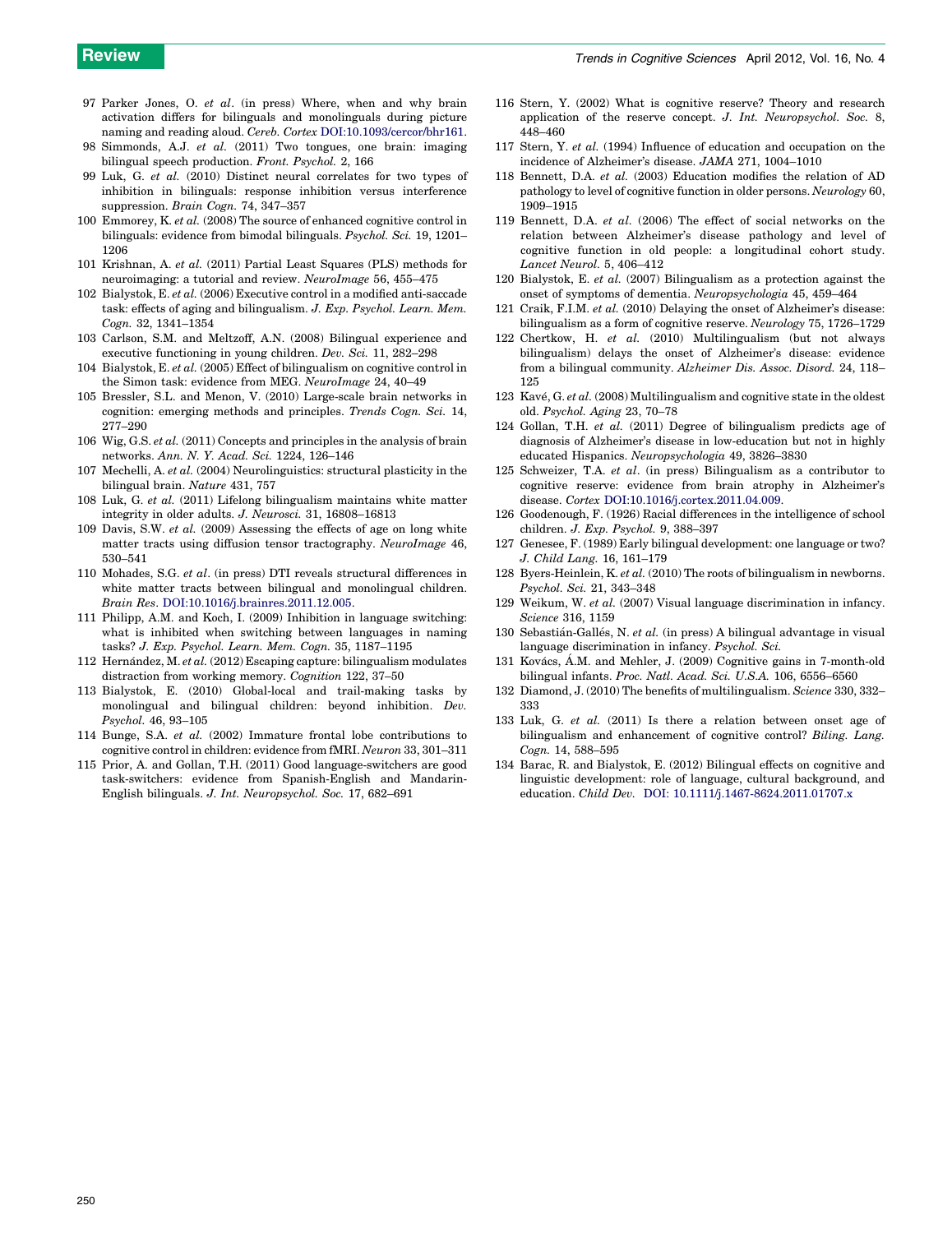97 Parker Jones, O. *et al*. (in press) Where, when and why brain activation differs for bilinguals and monolinguals during picture naming and reading aloud. *Cereb. Cortex* DOI:10.1093/cercor/bhr161.

98 Simmonds, A.J. *et al.* (2011) Two tongues, one brain: imaging bilingual speech production. *Front. Psychol.* 2, 166

99 Luk, G. *et al.* (2010) Distinct neural correlates for two types of inhibition in bilinguals: response inhibition versus interference suppression. *Brain Cogn.* 74, 347–357

100 Emmorey, K. *et al.* (2008) The source of enhanced cognitive control in bilinguals: evidence from bimodal bilinguals. *Psychol. Sci.* 19, 1201–1206

101 Krishnan, A. *et al.* (2011) Partial Least Squares (PLS) methods for neuroimaging: a tutorial and review. *NeuroImage* 56, 455–475

102 Bialystok, E. *et al.* (2006) Executive control in a modified anti-saccade task: effects of aging and bilingualism. *J. Exp. Psychol. Learn. Mem. Cogn.* 32, 1341–1354

103 Carlson, S.M. and Meltzoff, A.N. (2008) Bilingual experience and executive functioning in young children. *Dev. Sci.* 11, 282–298

104 Bialystok, E. *et al.* (2005) Effect of bilingualism on cognitive control in the Simon task: evidence from MEG. *NeuroImage* 24, 40–49

105 Bressler, S.L. and Menon, V. (2010) Large-scale brain networks in cognition: emerging methods and principles. *Trends Cogn. Sci.* 14, 277–290

106 Wig, G.S. *et al.* (2011) Concepts and principles in the analysis of brain networks. *Ann. N. Y. Acad. Sci.* 1224, 126–146

107 Mechelli, A. *et al.* (2004) Neurolinguistics: structural plasticity in the bilingual brain. *Nature* 431, 757

108 Luk, G. *et al.* (2011) Lifelong bilingualism maintains white matter integrity in older adults. *J. Neurosci.* 31, 16808–16813

109 Davis, S.W. *et al.* (2009) Assessing the effects of age on long white matter tracts using diffusion tensor tractography. *NeuroImage* 46, 530–541

110 Mohades, S.G. *et al*. (in press) DTI reveals structural differences in white matter tracts between bilingual and monolingual children. *Brain Res*. DOI:10.1016/j.brainres.2011.12.005.

111 Philipp, A.M. and Koch, I. (2009) Inhibition in language switching: what is inhibited when switching between languages in naming tasks? *J. Exp. Psychol. Learn. Mem. Cogn.* 35, 1187–1195

112 Hernández, M. *et al.* (2012) Escaping capture: bilingualism modulates distraction from working memory. *Cognition* 122, 37–50

113 Bialystok, E. (2010) Global-local and trail-making tasks by monolingual and bilingual children: beyond inhibition. *Dev. Psychol.* 46, 93–105

114 Bunge, S.A. *et al.* (2002) Immature frontal lobe contributions to cognitive control in children: evidence from fMRI. *Neuron* 33, 301–311

115 Prior, A. and Gollan, T.H. (2011) Good language-switchers are good task-switchers: evidence from Spanish-English and Mandarin-English bilinguals. *J. Int. Neuropsychol. Soc.* 17, 682–691

116 Stern, Y. (2002) What is cognitive reserve? Theory and research application of the reserve concept. *J. Int. Neuropsychol. Soc.* 8, 448–460

117 Stern, Y. *et al.* (1994) Influence of education and occupation on the incidence of Alzheimer's disease. *JAMA* 271, 1004–1010

118 Bennett, D.A. *et al.* (2003) Education modifies the relation of AD pathology to level of cognitive function in older persons. *Neurology* 60, 1909–1915

119 Bennett, D.A. *et al.* (2006) The effect of social networks on the relation between Alzheimer's disease pathology and level of cognitive function in old people: a longitudinal cohort study. *Lancet Neurol.* 5, 406–412

120 Bialystok, E. *et al.* (2007) Bilingualism as a protection against the onset of symptoms of dementia. *Neuropsychologia* 45, 459–464

121 Craik, F.I.M. *et al.* (2010) Delaying the onset of Alzheimer's disease: bilingualism as a form of cognitive reserve. *Neurology* 75, 1726–1729

122 Chertkow, H. *et al.* (2010) Multilingualism (but not always bilingualism) delays the onset of Alzheimer's disease: evidence from a bilingual community. *Alzheimer Dis. Assoc. Disord.* 24, 118–125

123 Kavé, G. *et al.* (2008) Multilingualism and cognitive state in the oldest old. *Psychol. Aging* 23, 70–78

124 Gollan, T.H. *et al.* (2011) Degree of bilingualism predicts age of diagnosis of Alzheimer's disease in low-education but not in highly educated Hispanics. *Neuropsychologia* 49, 3826–3830

125 Schweizer, T.A. *et al*. (in press) Bilingualism as a contributor to cognitive reserve: evidence from brain atrophy in Alzheimer's disease. *Cortex* DOI:10.1016/j.cortex.2011.04.009.

126 Goodenough, F. (1926) Racial differences in the intelligence of school children. *J. Exp. Psychol.* 9, 388–397

127 Genesee, F. (1989) Early bilingual development: one language or two? *J. Child Lang.* 16, 161–179

128 Byers-Heinlein, K. *et al.* (2010) The roots of bilingualism in newborns. *Psychol. Sci.* 21, 343–348

129 Weikum, W. *et al.* (2007) Visual language discrimination in infancy. *Science* 316, 1159

130 Sebastián-Gallés, N. *et al.* (in press) A bilingual advantage in visual language discrimination in infancy. *Psychol. Sci.*

131 Kovács, Á.M. and Mehler, J. (2009) Cognitive gains in 7-month-old bilingual infants. *Proc. Natl. Acad. Sci. U.S.A.* 106, 6556–6560

132 Diamond, J. (2010) The benefits of multilingualism. *Science* 330, 332–333

133 Luk, G. *et al.* (2011) Is there a relation between onset age of bilingualism and enhancement of cognitive control? *Biling. Lang. Cogn.* 14, 588–595

134 Barac, R. and Bialystok, E. (2012) Bilingual effects on cognitive and linguistic development: role of language, cultural background, and education. *Child Dev.* DOI: 10.1111/j.1467-8624.2011.01707.x